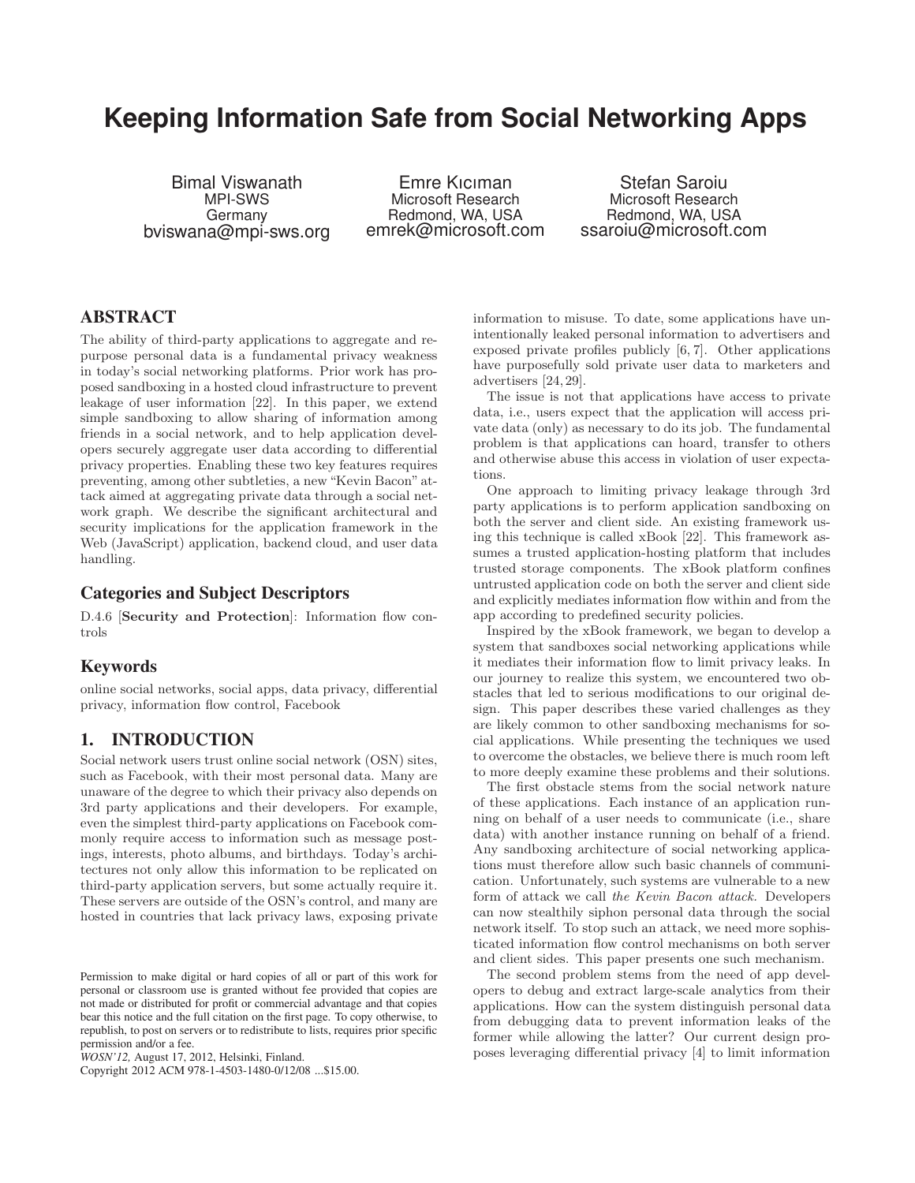# Keeping Information Safe from Social Networking Apps

Bimal Viswanath
MPI-SWS
Germany
bviswana@mpi-sws.org

Emre Kıcıman
Microsoft Research
Redmond, WA, USA
emrek@microsoft.com

Stefan Saroiu
Microsoft Research
Redmond, WA, USA
ssaroiu@microsoft.com

## ABSTRACT

The ability of third-party applications to aggregate and repurpose personal data is a fundamental privacy weakness in today's social networking platforms. Prior work has proposed sandboxing in a hosted cloud infrastructure to prevent leakage of user information [22]. In this paper, we extend simple sandboxing to allow sharing of information among friends in a social network, and to help application developers securely aggregate user data according to differential privacy properties. Enabling these two key features requires preventing, among other subtleties, a new "Kevin Bacon" attack aimed at aggregating private data through a social network graph. We describe the significant architectural and security implications for the application framework in the Web (JavaScript) application, backend cloud, and user data handling.

### Categories and Subject Descriptors

D.4.6 [**Security and Protection**]: Information flow controls

### Keywords

online social networks, social apps, data privacy, differential privacy, information flow control, Facebook

## 1. INTRODUCTION

Social network users trust online social network (OSN) sites, such as Facebook, with their most personal data. Many are unaware of the degree to which their privacy also depends on 3rd party applications and their developers. For example, even the simplest third-party applications on Facebook commonly require access to information such as message postings, interests, photo albums, and birthdays. Today's architectures not only allow this information to be replicated on third-party application servers, but some actually require it. These servers are outside of the OSN's control, and many are hosted in countries that lack privacy laws, exposing private information to misuse. To date, some applications have unintentionally leaked personal information to advertisers and exposed private profiles publicly [6, 7]. Other applications have purposefully sold private user data to marketers and advertisers [24, 29].

The issue is not that applications have access to private data, i.e., users expect that the application will access private data (only) as necessary to do its job. The fundamental problem is that applications can hoard, transfer to others and otherwise abuse this access in violation of user expectations.

One approach to limiting privacy leakage through 3rd party applications is to perform application sandboxing on both the server and client side. An existing framework using this technique is called xBook [22]. This framework assumes a trusted application-hosting platform that includes trusted storage components. The xBook platform confines untrusted application code on both the server and client side and explicitly mediates information flow within and from the app according to predefined security policies.

Inspired by the xBook framework, we began to develop a system that sandboxes social networking applications while it mediates their information flow to limit privacy leaks. In our journey to realize this system, we encountered two obstacles that led to serious modifications to our original design. This paper describes these varied challenges as they are likely common to other sandboxing mechanisms for social applications. While presenting the techniques we used to overcome the obstacles, we believe there is much room left to more deeply examine these problems and their solutions.

The first obstacle stems from the social network nature of these applications. Each instance of an application running on behalf of a user needs to communicate (i.e., share data) with another instance running on behalf of a friend. Any sandboxing architecture of social networking applications must therefore allow such basic channels of communication. Unfortunately, such systems are vulnerable to a new form of attack we call *the Kevin Bacon attack*. Developers can now stealthily siphon personal data through the social network itself. To stop such an attack, we need more sophisticated information flow control mechanisms on both server and client sides. This paper presents one such mechanism.

The second problem stems from the need of app developers to debug and extract large-scale analytics from their applications. How can the system distinguish personal data from debugging data to prevent information leaks of the former while allowing the latter? Our current design proposes leveraging differential privacy [4] to limit information

Permission to make digital or hard copies of all or part of this work for personal or classroom use is granted without fee provided that copies are not made or distributed for profit or commercial advantage and that copies bear this notice and the full citation on the first page. To copy otherwise, to republish, to post on servers or to redistribute to lists, requires prior specific permission and/or a fee.
*WOSN'12,* August 17, 2012, Helsinki, Finland.
Copyright 2012 ACM 978-1-4503-1480-0/12/08 ...$15.00.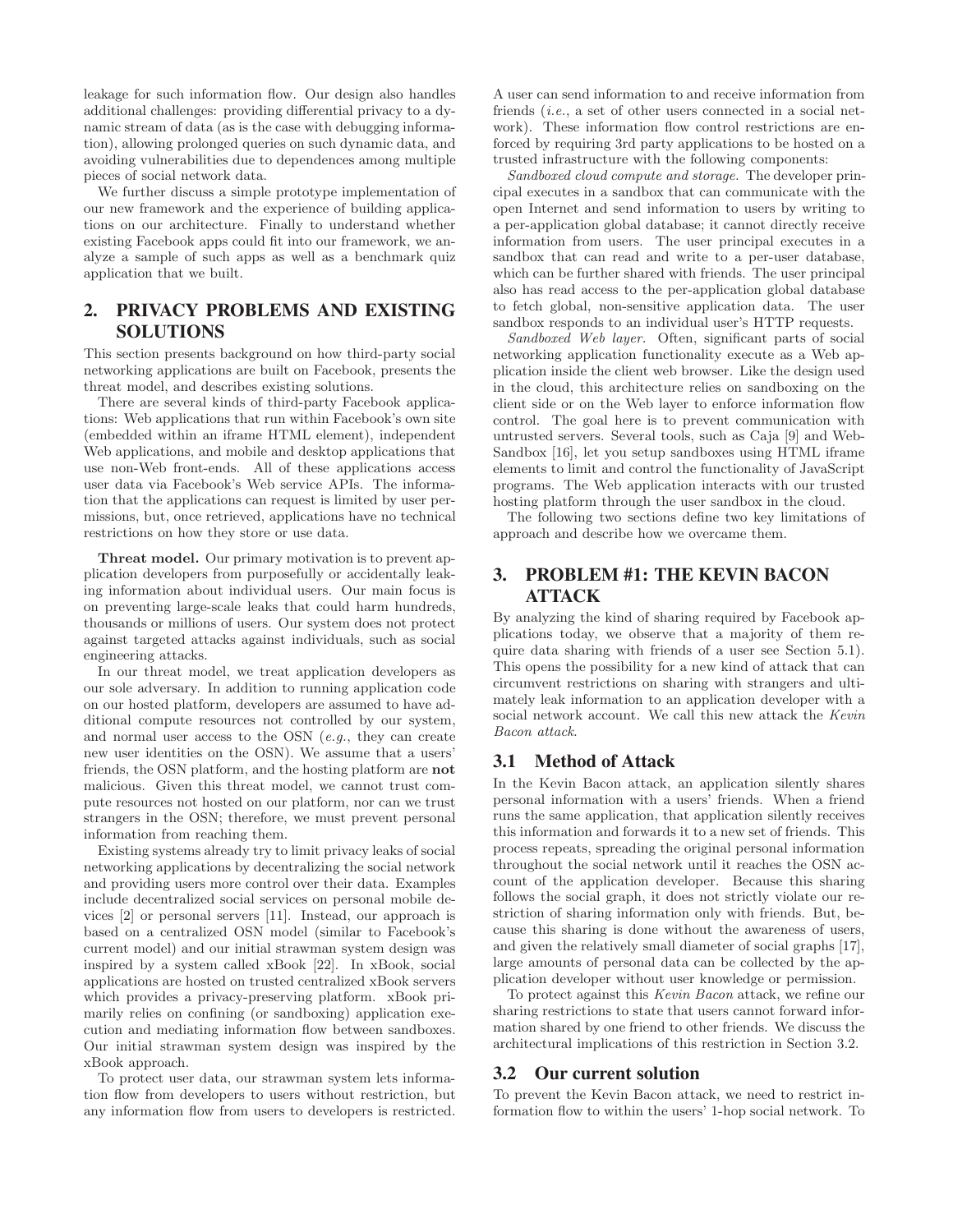leakage for such information flow. Our design also handles additional challenges: providing differential privacy to a dynamic stream of data (as is the case with debugging information), allowing prolonged queries on such dynamic data, and avoiding vulnerabilities due to dependences among multiple pieces of social network data.

We further discuss a simple prototype implementation of our new framework and the experience of building applications on our architecture. Finally to understand whether existing Facebook apps could fit into our framework, we analyze a sample of such apps as well as a benchmark quiz application that we built.

## 2. PRIVACY PROBLEMS AND EXISTING SOLUTIONS

This section presents background on how third-party social networking applications are built on Facebook, presents the threat model, and describes existing solutions.

There are several kinds of third-party Facebook applications: Web applications that run within Facebook's own site (embedded within an iframe HTML element), independent Web applications, and mobile and desktop applications that use non-Web front-ends. All of these applications access user data via Facebook's Web service APIs. The information that the applications can request is limited by user permissions, but, once retrieved, applications have no technical restrictions on how they store or use data.

**Threat model.** Our primary motivation is to prevent application developers from purposefully or accidentally leaking information about individual users. Our main focus is on preventing large-scale leaks that could harm hundreds, thousands or millions of users. Our system does not protect against targeted attacks against individuals, such as social engineering attacks.

In our threat model, we treat application developers as our sole adversary. In addition to running application code on our hosted platform, developers are assumed to have additional compute resources not controlled by our system, and normal user access to the OSN (*e.g.*, they can create new user identities on the OSN). We assume that a users' friends, the OSN platform, and the hosting platform are **not** malicious. Given this threat model, we cannot trust compute resources not hosted on our platform, nor can we trust strangers in the OSN; therefore, we must prevent personal information from reaching them.

Existing systems already try to limit privacy leaks of social networking applications by decentralizing the social network and providing users more control over their data. Examples include decentralized social services on personal mobile devices [2] or personal servers [11]. Instead, our approach is based on a centralized OSN model (similar to Facebook's current model) and our initial strawman system design was inspired by a system called xBook [22]. In xBook, social applications are hosted on trusted centralized xBook servers which provides a privacy-preserving platform. xBook primarily relies on confining (or sandboxing) application execution and mediating information flow between sandboxes. Our initial strawman system design was inspired by the xBook approach.

To protect user data, our strawman system lets information flow from developers to users without restriction, but any information flow from users to developers is restricted. A user can send information to and receive information from friends (*i.e.*, a set of other users connected in a social network). These information flow control restrictions are enforced by requiring 3rd party applications to be hosted on a trusted infrastructure with the following components:

*Sandboxed cloud compute and storage.* The developer principal executes in a sandbox that can communicate with the open Internet and send information to users by writing to a per-application global database; it cannot directly receive information from users. The user principal executes in a sandbox that can read and write to a per-user database, which can be further shared with friends. The user principal also has read access to the per-application global database to fetch global, non-sensitive application data. The user sandbox responds to an individual user's HTTP requests.

*Sandboxed Web layer.* Often, significant parts of social networking application functionality execute as a Web application inside the client web browser. Like the design used in the cloud, this architecture relies on sandboxing on the client side or on the Web layer to enforce information flow control. The goal here is to prevent communication with untrusted servers. Several tools, such as Caja [9] and WebSandbox [16], let you setup sandboxes using HTML iframe elements to limit and control the functionality of JavaScript programs. The Web application interacts with our trusted hosting platform through the user sandbox in the cloud.

The following two sections define two key limitations of approach and describe how we overcame them.

## 3. PROBLEM #1: THE KEVIN BACON ATTACK

By analyzing the kind of sharing required by Facebook applications today, we observe that a majority of them require data sharing with friends of a user see Section 5.1). This opens the possibility for a new kind of attack that can circumvent restrictions on sharing with strangers and ultimately leak information to an application developer with a social network account. We call this new attack the *Kevin Bacon attack*.

### 3.1 Method of Attack

In the Kevin Bacon attack, an application silently shares personal information with a users' friends. When a friend runs the same application, that application silently receives this information and forwards it to a new set of friends. This process repeats, spreading the original personal information throughout the social network until it reaches the OSN account of the application developer. Because this sharing follows the social graph, it does not strictly violate our restriction of sharing information only with friends. But, because this sharing is done without the awareness of users, and given the relatively small diameter of social graphs [17], large amounts of personal data can be collected by the application developer without user knowledge or permission.

To protect against this *Kevin Bacon* attack, we refine our sharing restrictions to state that users cannot forward information shared by one friend to other friends. We discuss the architectural implications of this restriction in Section 3.2.

### 3.2 Our current solution

To prevent the Kevin Bacon attack, we need to restrict information flow to within the users' 1-hop social network. To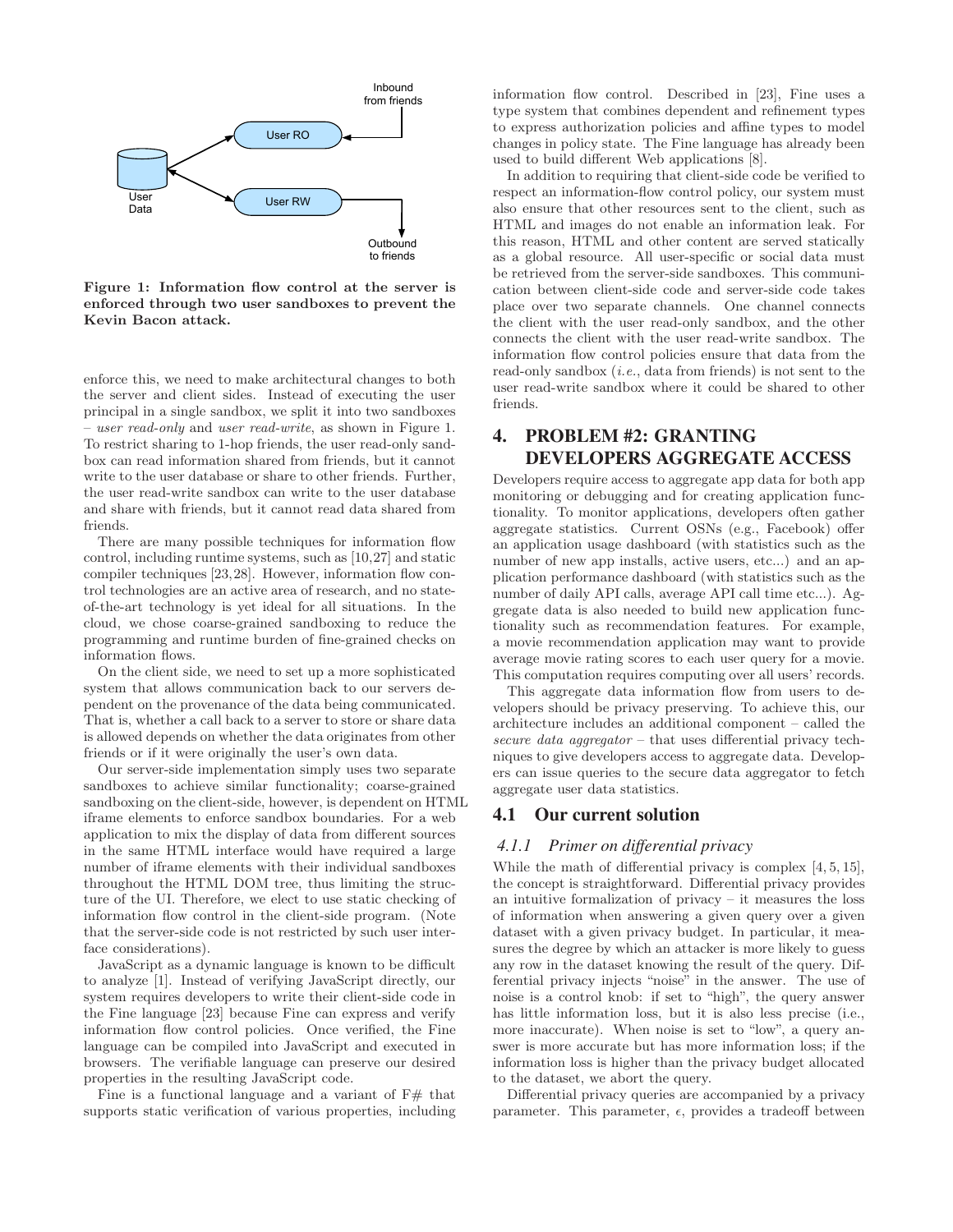Figure 1: Information flow control at the server is enforced through two user sandboxes to prevent the Kevin Bacon attack.

enforce this, we need to make architectural changes to both the server and client sides. Instead of executing the user principal in a single sandbox, we split it into two sandboxes – *user read-only* and *user read-write*, as shown in Figure 1. To restrict sharing to 1-hop friends, the user read-only sandbox can read information shared from friends, but it cannot write to the user database or share to other friends. Further, the user read-write sandbox can write to the user database and share with friends, but it cannot read data shared from friends.

There are many possible techniques for information flow control, including runtime systems, such as [10,27] and static compiler techniques [23,28]. However, information flow control technologies are an active area of research, and no state-of-the-art technology is yet ideal for all situations. In the cloud, we chose coarse-grained sandboxing to reduce the programming and runtime burden of fine-grained checks on information flows.

On the client side, we need to set up a more sophisticated system that allows communication back to our servers dependent on the provenance of the data being communicated. That is, whether a call back to a server to store or share data is allowed depends on whether the data originates from other friends or if it were originally the user's own data.

Our server-side implementation simply uses two separate sandboxes to achieve similar functionality; coarse-grained sandboxing on the client-side, however, is dependent on HTML iframe elements to enforce sandbox boundaries. For a web application to mix the display of data from different sources in the same HTML interface would have required a large number of iframe elements with their individual sandboxes throughout the HTML DOM tree, thus limiting the structure of the UI. Therefore, we elect to use static checking of information flow control in the client-side program. (Note that the server-side code is not restricted by such user interface considerations).

JavaScript as a dynamic language is known to be difficult to analyze [1]. Instead of verifying JavaScript directly, our system requires developers to write their client-side code in the Fine language [23] because Fine can express and verify information flow control policies. Once verified, the Fine language can be compiled into JavaScript and executed in browsers. The verifiable language can preserve our desired properties in the resulting JavaScript code.

Fine is a functional language and a variant of F# that supports static verification of various properties, including information flow control. Described in [23], Fine uses a type system that combines dependent and refinement types to express authorization policies and affine types to model changes in policy state. The Fine language has already been used to build different Web applications [8].

In addition to requiring that client-side code be verified to respect an information-flow control policy, our system must also ensure that other resources sent to the client, such as HTML and images do not enable an information leak. For this reason, HTML and other content are served statically as a global resource. All user-specific or social data must be retrieved from the server-side sandboxes. This communication between client-side code and server-side code takes place over two separate channels. One channel connects the client with the user read-only sandbox, and the other connects the client with the user read-write sandbox. The information flow control policies ensure that data from the read-only sandbox (*i.e.*, data from friends) is not sent to the user read-write sandbox where it could be shared to other friends.

# 4. PROBLEM #2: GRANTING DEVELOPERS AGGREGATE ACCESS

Developers require access to aggregate app data for both app monitoring or debugging and for creating application functionality. To monitor applications, developers often gather aggregate statistics. Current OSNs (e.g., Facebook) offer an application usage dashboard (with statistics such as the number of new app installs, active users, etc...) and an application performance dashboard (with statistics such as the number of daily API calls, average API call time etc...). Aggregate data is also needed to build new application functionality such as recommendation features. For example, a movie recommendation application may want to provide average movie rating scores to each user query for a movie. This computation requires computing over all users' records.

This aggregate data information flow from users to developers should be privacy preserving. To achieve this, our architecture includes an additional component – called the *secure data aggregator* – that uses differential privacy techniques to give developers access to aggregate data. Developers can issue queries to the secure data aggregator to fetch aggregate user data statistics.

## 4.1 Our current solution

### 4.1.1 Primer on differential privacy

While the math of differential privacy is complex [4, 5, 15], the concept is straightforward. Differential privacy provides an intuitive formalization of privacy – it measures the loss of information when answering a given query over a given dataset with a given privacy budget. In particular, it measures the degree by which an attacker is more likely to guess any row in the dataset knowing the result of the query. Differential privacy injects "noise" in the answer. The use of noise is a control knob: if set to "high", the query answer has little information loss, but it is also less precise (i.e., more inaccurate). When noise is set to "low", a query answer is more accurate but has more information loss; if the information loss is higher than the privacy budget allocated to the dataset, we abort the query.

Differential privacy queries are accompanied by a privacy parameter. This parameter, $\epsilon$, provides a tradeoff between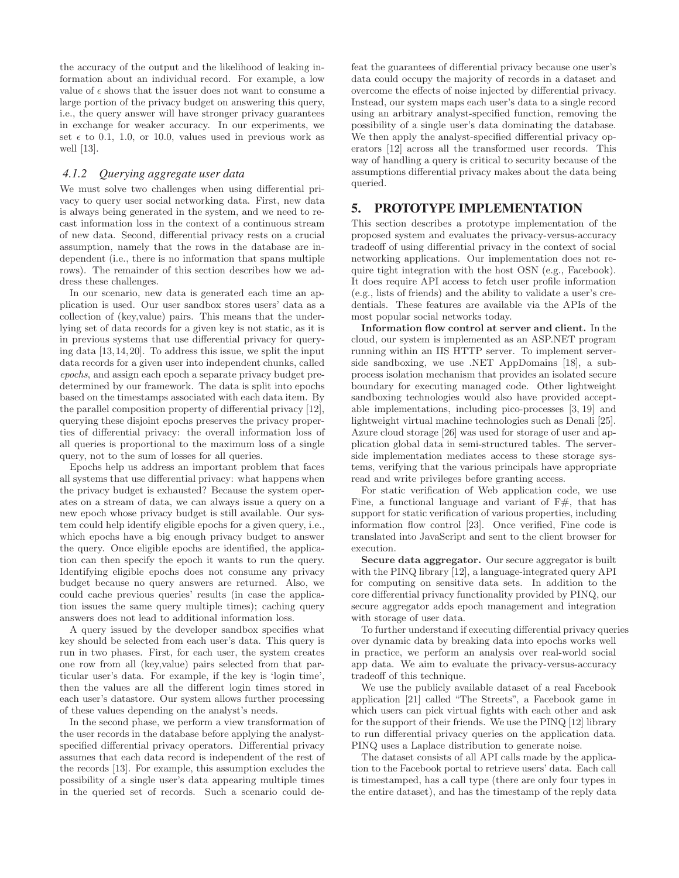the accuracy of the output and the likelihood of leaking information about an individual record. For example, a low value of $\epsilon$ shows that the issuer does not want to consume a large portion of the privacy budget on answering this query, i.e., the query answer will have stronger privacy guarantees in exchange for weaker accuracy. In our experiments, we set $\epsilon$ to 0.1, 1.0, or 10.0, values used in previous work as well [13].

#### 4.1.2 Querying aggregate user data

We must solve two challenges when using differential privacy to query user social networking data. First, new data is always being generated in the system, and we need to recast information loss in the context of a continuous stream of new data. Second, differential privacy rests on a crucial assumption, namely that the rows in the database are independent (i.e., there is no information that spans multiple rows). The remainder of this section describes how we address these challenges.

In our scenario, new data is generated each time an application is used. Our user sandbox stores users' data as a collection of (key,value) pairs. This means that the underlying set of data records for a given key is not static, as it is in previous systems that use differential privacy for querying data [13, 14, 20]. To address this issue, we split the input data records for a given user into independent chunks, called *epochs*, and assign each epoch a separate privacy budget predetermined by our framework. The data is split into epochs based on the timestamps associated with each data item. By the parallel composition property of differential privacy [12], querying these disjoint epochs preserves the privacy properties of differential privacy: the overall information loss of all queries is proportional to the maximum loss of a single query, not to the sum of losses for all queries.

Epochs help us address an important problem that faces all systems that use differential privacy: what happens when the privacy budget is exhausted? Because the system operates on a stream of data, we can always issue a query on a new epoch whose privacy budget is still available. Our system could help identify eligible epochs for a given query, i.e., which epochs have a big enough privacy budget to answer the query. Once eligible epochs are identified, the application can then specify the epoch it wants to run the query. Identifying eligible epochs does not consume any privacy budget because no query answers are returned. Also, we could cache previous queries' results (in case the application issues the same query multiple times); caching query answers does not lead to additional information loss.

A query issued by the developer sandbox specifies what key should be selected from each user's data. This query is run in two phases. First, for each user, the system creates one row from all (key,value) pairs selected from that particular user's data. For example, if the key is 'login time', then the values are all the different login times stored in each user's datastore. Our system allows further processing of these values depending on the analyst's needs.

In the second phase, we perform a view transformation of the user records in the database before applying the analyst-specified differential privacy operators. Differential privacy assumes that each data record is independent of the rest of the records [13]. For example, this assumption excludes the possibility of a single user's data appearing multiple times in the queried set of records. Such a scenario could defeat the guarantees of differential privacy because one user's data could occupy the majority of records in a dataset and overcome the effects of noise injected by differential privacy. Instead, our system maps each user's data to a single record using an arbitrary analyst-specified function, removing the possibility of a single user's data dominating the database. We then apply the analyst-specified differential privacy operators [12] across all the transformed user records. This way of handling a query is critical to security because of the assumptions differential privacy makes about the data being queried.

## 5. PROTOTYPE IMPLEMENTATION

This section describes a prototype implementation of the proposed system and evaluates the privacy-versus-accuracy tradeoff of using differential privacy in the context of social networking applications. Our implementation does not require tight integration with the host OSN (e.g., Facebook). It does require API access to fetch user profile information (e.g., lists of friends) and the ability to validate a user's credentials. These features are available via the APIs of the most popular social networks today.

**Information flow control at server and client.** In the cloud, our system is implemented as an ASP.NET program running within an IIS HTTP server. To implement server-side sandboxing, we use .NET AppDomains [18], a sub-process isolation mechanism that provides an isolated secure boundary for executing managed code. Other lightweight sandboxing technologies would also have provided acceptable implementations, including pico-processes [3, 19] and lightweight virtual machine technologies such as Denali [25]. Azure cloud storage [26] was used for storage of user and application global data in semi-structured tables. The server-side implementation mediates access to these storage systems, verifying that the various principals have appropriate read and write privileges before granting access.

For static verification of Web application code, we use Fine, a functional language and variant of F#, that has support for static verification of various properties, including information flow control [23]. Once verified, Fine code is translated into JavaScript and sent to the client browser for execution.

**Secure data aggregator.** Our secure aggregator is built with the PINQ library [12], a language-integrated query API for computing on sensitive data sets. In addition to the core differential privacy functionality provided by PINQ, our secure aggregator adds epoch management and integration with storage of user data.

To further understand if executing differential privacy queries over dynamic data by breaking data into epochs works well in practice, we perform an analysis over real-world social app data. We aim to evaluate the privacy-versus-accuracy tradeoff of this technique.

We use the publicly available dataset of a real Facebook application [21] called "The Streets", a Facebook game in which users can pick virtual fights with each other and ask for the support of their friends. We use the PINQ [12] library to run differential privacy queries on the application data. PINQ uses a Laplace distribution to generate noise.

The dataset consists of all API calls made by the application to the Facebook portal to retrieve users' data. Each call is timestamped, has a call type (there are only four types in the entire dataset), and has the timestamp of the reply data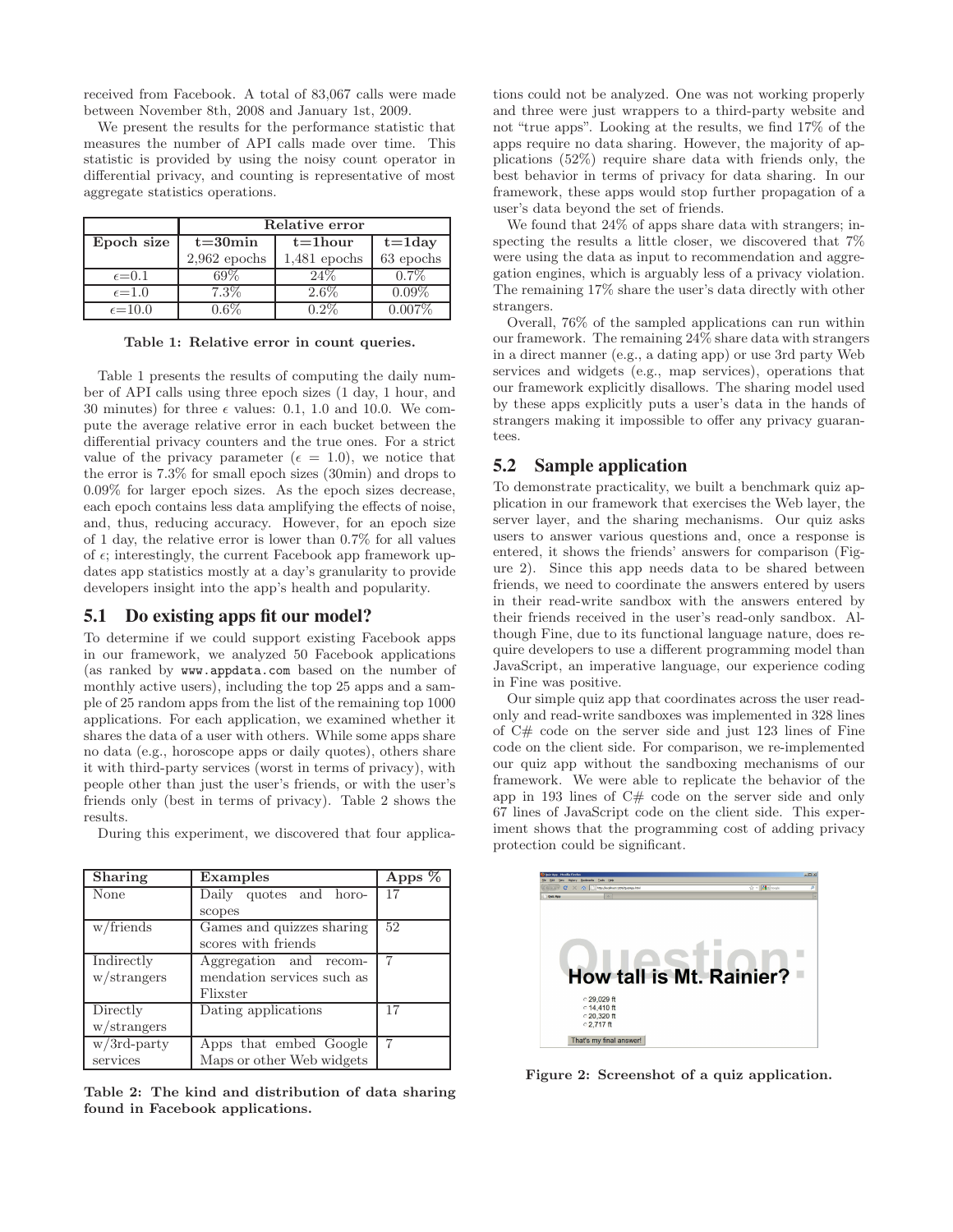received from Facebook. A total of 83,067 calls were made between November 8th, 2008 and January 1st, 2009.

We present the results for the performance statistic that measures the number of API calls made over time. This statistic is provided by using the noisy count operator in differential privacy, and counting is representative of most aggregate statistics operations.

| | **Relative error** | | |
|---|---|---|---|
| **Epoch size** | **t=30min** | **t=1hour** | **t=1day** |
| | 2,962 epochs | 1,481 epochs | 63 epochs |
| $\epsilon$=0.1 | 69% | 24% | 0.7% |
| $\epsilon$=1.0 | 7.3% | 2.6% | 0.09% |
| $\epsilon$=10.0 | 0.6% | 0.2% | 0.007% |

**Table 1: Relative error in count queries.**

Table 1 presents the results of computing the daily number of API calls using three epoch sizes (1 day, 1 hour, and 30 minutes) for three $\epsilon$ values: 0.1, 1.0 and 10.0. We compute the average relative error in each bucket between the differential privacy counters and the true ones. For a strict value of the privacy parameter ($\epsilon$ = 1.0), we notice that the error is 7.3% for small epoch sizes (30min) and drops to 0.09% for larger epoch sizes. As the epoch sizes decrease, each epoch contains less data amplifying the effects of noise, and, thus, reducing accuracy. However, for an epoch size of 1 day, the relative error is lower than 0.7% for all values of $\epsilon$; interestingly, the current Facebook app framework updates app statistics mostly at a day's granularity to provide developers insight into the app's health and popularity.

## 5.1 Do existing apps fit our model?

To determine if we could support existing Facebook apps in our framework, we analyzed 50 Facebook applications (as ranked by www.appdata.com based on the number of monthly active users), including the top 25 apps and a sample of 25 random apps from the list of the remaining top 1000 applications. For each application, we examined whether it shares the data of a user with others. While some apps share no data (e.g., horoscope apps or daily quotes), others share it with third-party services (worst in terms of privacy), with people other than just the user's friends, or with the user's friends only (best in terms of privacy). Table 2 shows the results.

During this experiment, we discovered that four applications could not be analyzed. One was not working properly and three were just wrappers to a third-party website and not "true apps". Looking at the results, we find 17% of the apps require no data sharing. However, the majority of applications (52%) require share data with friends only, the best behavior in terms of privacy for data sharing. In our framework, these apps would stop further propagation of a user's data beyond the set of friends.

We found that 24% of apps share data with strangers; inspecting the results a little closer, we discovered that 7% were using the data as input to recommendation and aggregation engines, which is arguably less of a privacy violation. The remaining 17% share the user's data directly with other strangers.

Overall, 76% of the sampled applications can run within our framework. The remaining 24% share data with strangers in a direct manner (e.g., a dating app) or use 3rd party Web services and widgets (e.g., map services), operations that our framework explicitly disallows. The sharing model used by these apps explicitly puts a user's data in the hands of strangers making it impossible to offer any privacy guarantees.

| **Sharing** | **Examples** | **Apps %** |
|---|---|---|
| None | Daily quotes and horoscopes | 17 |
| w/friends | Games and quizzes sharing scores with friends | 52 |
| Indirectly w/strangers | Aggregation and recommendation services such as Flixster | 7 |
| Directly w/strangers | Dating applications | 17 |
| w/3rd-party services | Apps that embed Google Maps or other Web widgets | 7 |

**Table 2: The kind and distribution of data sharing found in Facebook applications.**

## 5.2 Sample application

To demonstrate practicality, we built a benchmark quiz application in our framework that exercises the Web layer, the server layer, and the sharing mechanisms. Our quiz asks users to answer various questions and, once a response is entered, it shows the friends' answers for comparison (Figure 2). Since this app needs data to be shared between friends, we need to coordinate the answers entered by users in their read-write sandbox with the answers entered by their friends received in the user's read-only sandbox. Although Fine, due to its functional language nature, does require developers to use a different programming model than JavaScript, an imperative language, our experience coding in Fine was positive.

Our simple quiz app that coordinates across the user read-only and read-write sandboxes was implemented in 328 lines of C# code on the server side and just 123 lines of Fine code on the client side. For comparison, we re-implemented our quiz app without the sandboxing mechanisms of our framework. We were able to replicate the behavior of the app in 193 lines of C# code on the server side and only 67 lines of JavaScript code on the client side. This experiment shows that the programming cost of adding privacy protection could be significant.

**Figure 2: Screenshot of a quiz application.**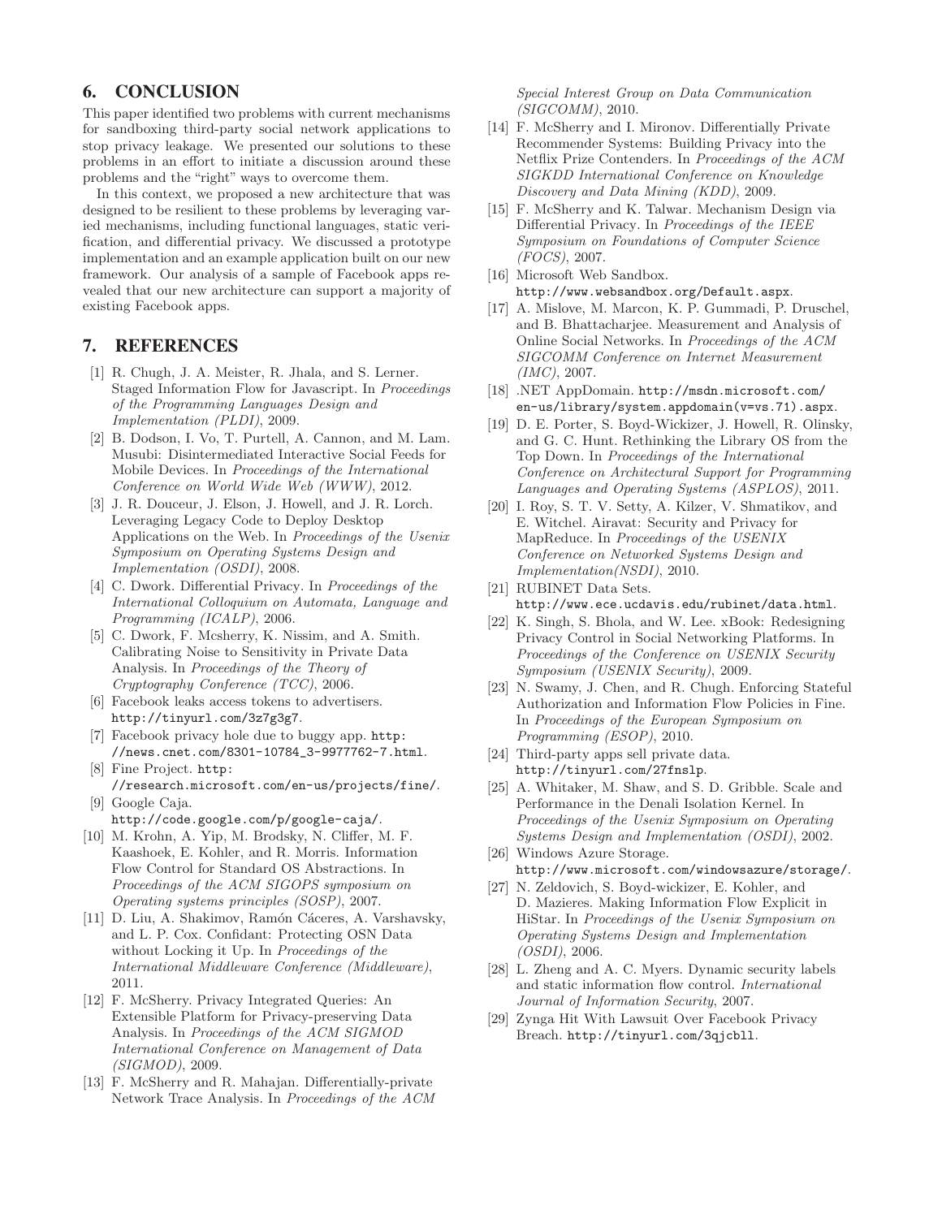## 6. CONCLUSION

This paper identified two problems with current mechanisms for sandboxing third-party social network applications to stop privacy leakage. We presented our solutions to these problems in an effort to initiate a discussion around these problems and the "right" ways to overcome them.

In this context, we proposed a new architecture that was designed to be resilient to these problems by leveraging varied mechanisms, including functional languages, static verification, and differential privacy. We discussed a prototype implementation and an example application built on our new framework. Our analysis of a sample of Facebook apps revealed that our new architecture can support a majority of existing Facebook apps.

## 7. REFERENCES

[1] R. Chugh, J. A. Meister, R. Jhala, and S. Lerner. Staged Information Flow for Javascript. In *Proceedings of the Programming Languages Design and Implementation (PLDI)*, 2009.

[2] B. Dodson, I. Vo, T. Purtell, A. Cannon, and M. Lam. Musubi: Disintermediated Interactive Social Feeds for Mobile Devices. In *Proceedings of the International Conference on World Wide Web (WWW)*, 2012.

[3] J. R. Douceur, J. Elson, J. Howell, and J. R. Lorch. Leveraging Legacy Code to Deploy Desktop Applications on the Web. In *Proceedings of the Usenix Symposium on Operating Systems Design and Implementation (OSDI)*, 2008.

[4] C. Dwork. Differential Privacy. In *Proceedings of the International Colloquium on Automata, Language and Programming (ICALP)*, 2006.

[5] C. Dwork, F. Mcsherry, K. Nissim, and A. Smith. Calibrating Noise to Sensitivity in Private Data Analysis. In *Proceedings of the Theory of Cryptography Conference (TCC)*, 2006.

[6] Facebook leaks access tokens to advertisers. http://tinyurl.com/3z7g3g7.

[7] Facebook privacy hole due to buggy app. http://news.cnet.com/8301-10784_3-9977762-7.html.

[8] Fine Project. http://research.microsoft.com/en-us/projects/fine/.

[9] Google Caja. http://code.google.com/p/google-caja/.

[10] M. Krohn, A. Yip, M. Brodsky, N. Cliffer, M. F. Kaashoek, E. Kohler, and R. Morris. Information Flow Control for Standard OS Abstractions. In *Proceedings of the ACM SIGOPS symposium on Operating systems principles (SOSP)*, 2007.

[11] D. Liu, A. Shakimov, Ramón Cáceres, A. Varshavsky, and L. P. Cox. Confidant: Protecting OSN Data without Locking it Up. In *Proceedings of the International Middleware Conference (Middleware)*, 2011.

[12] F. McSherry. Privacy Integrated Queries: An Extensible Platform for Privacy-preserving Data Analysis. In *Proceedings of the ACM SIGMOD International Conference on Management of Data (SIGMOD)*, 2009.

[13] F. McSherry and R. Mahajan. Differentially-private Network Trace Analysis. In *Proceedings of the ACM Special Interest Group on Data Communication (SIGCOMM)*, 2010.

[14] F. McSherry and I. Mironov. Differentially Private Recommender Systems: Building Privacy into the Netflix Prize Contenders. In *Proceedings of the ACM SIGKDD International Conference on Knowledge Discovery and Data Mining (KDD)*, 2009.

[15] F. McSherry and K. Talwar. Mechanism Design via Differential Privacy. In *Proceedings of the IEEE Symposium on Foundations of Computer Science (FOCS)*, 2007.

[16] Microsoft Web Sandbox. http://www.websandbox.org/Default.aspx.

[17] A. Mislove, M. Marcon, K. P. Gummadi, P. Druschel, and B. Bhattacharjee. Measurement and Analysis of Online Social Networks. In *Proceedings of the ACM SIGCOMM Conference on Internet Measurement (IMC)*, 2007.

[18] .NET AppDomain. http://msdn.microsoft.com/en-us/library/system.appdomain(v=vs.71).aspx.

[19] D. E. Porter, S. Boyd-Wickizer, J. Howell, R. Olinsky, and G. C. Hunt. Rethinking the Library OS from the Top Down. In *Proceedings of the International Conference on Architectural Support for Programming Languages and Operating Systems (ASPLOS)*, 2011.

[20] I. Roy, S. T. V. Setty, A. Kilzer, V. Shmatikov, and E. Witchel. Airavat: Security and Privacy for MapReduce. In *Proceedings of the USENIX Conference on Networked Systems Design and Implementation(NSDI)*, 2010.

[21] RUBINET Data Sets. http://www.ece.ucdavis.edu/rubinet/data.html.

[22] K. Singh, S. Bhola, and W. Lee. xBook: Redesigning Privacy Control in Social Networking Platforms. In *Proceedings of the Conference on USENIX Security Symposium (USENIX Security)*, 2009.

[23] N. Swamy, J. Chen, and R. Chugh. Enforcing Stateful Authorization and Information Flow Policies in Fine. In *Proceedings of the European Symposium on Programming (ESOP)*, 2010.

[24] Third-party apps sell private data. http://tinyurl.com/27fnslp.

[25] A. Whitaker, M. Shaw, and S. D. Gribble. Scale and Performance in the Denali Isolation Kernel. In *Proceedings of the Usenix Symposium on Operating Systems Design and Implementation (OSDI)*, 2002.

[26] Windows Azure Storage. http://www.microsoft.com/windowsazure/storage/.

[27] N. Zeldovich, S. Boyd-wickizer, E. Kohler, and D. Mazieres. Making Information Flow Explicit in HiStar. In *Proceedings of the Usenix Symposium on Operating Systems Design and Implementation (OSDI)*, 2006.

[28] L. Zheng and A. C. Myers. Dynamic security labels and static information flow control. *International Journal of Information Security*, 2007.

[29] Zynga Hit With Lawsuit Over Facebook Privacy Breach. http://tinyurl.com/3qjcbll.